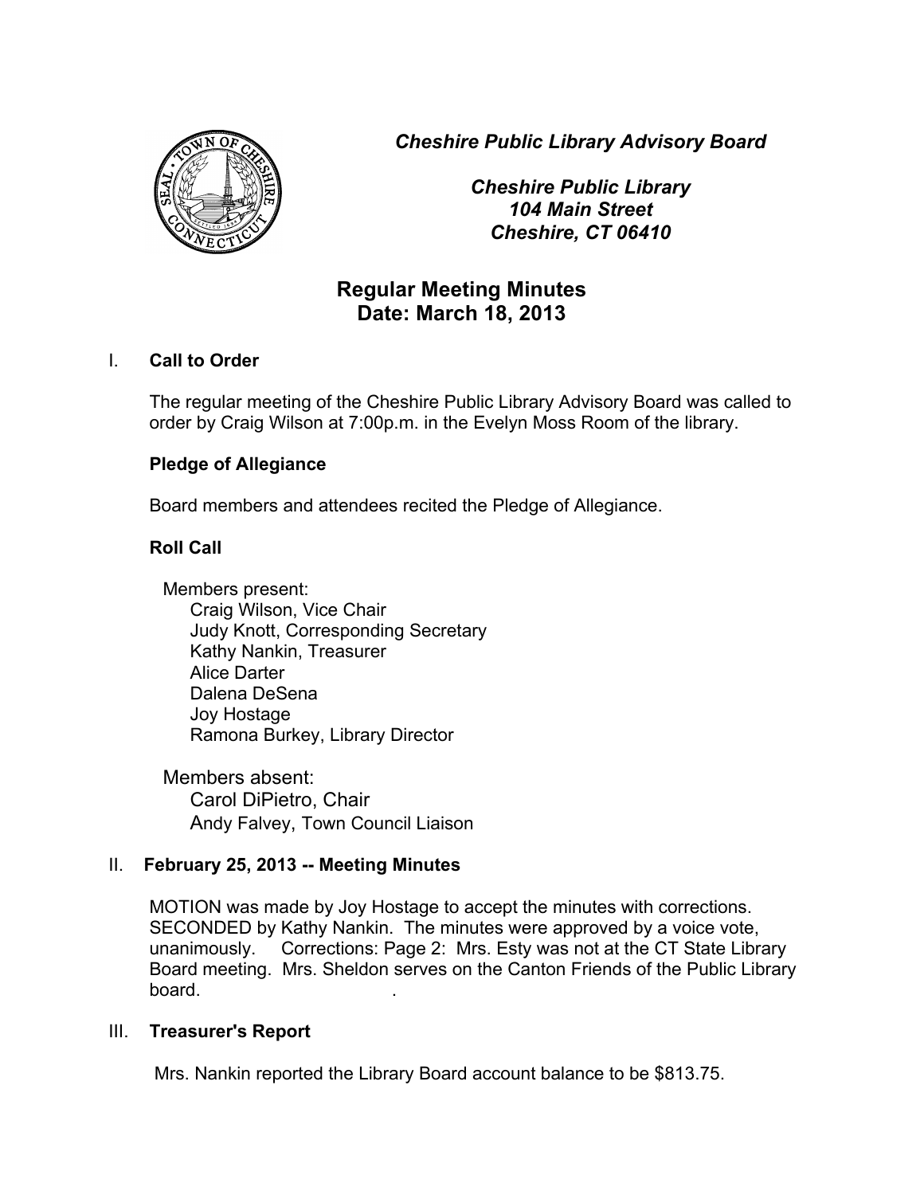*Cheshire Public Library Advisory Board*

*Cheshire Public Library*
*104 Main Street*
*Cheshire, CT 06410*

# Regular Meeting Minutes
## Date: March 18, 2013

## I. Call to Order

The regular meeting of the Cheshire Public Library Advisory Board was called to order by Craig Wilson at 7:00p.m. in the Evelyn Moss Room of the library.

**Pledge of Allegiance**

Board members and attendees recited the Pledge of Allegiance.

**Roll Call**

Members present:
- Craig Wilson, Vice Chair
- Judy Knott, Corresponding Secretary
- Kathy Nankin, Treasurer
- Alice Darter
- Dalena DeSena
- Joy Hostage
- Ramona Burkey, Library Director

Members absent:
- Carol DiPietro, Chair
- Andy Falvey, Town Council Liaison

## II. February 25, 2013 -- Meeting Minutes

MOTION was made by Joy Hostage to accept the minutes with corrections. SECONDED by Kathy Nankin. The minutes were approved by a voice vote, unanimously. Corrections: Page 2: Mrs. Esty was not at the CT State Library Board meeting. Mrs. Sheldon serves on the Canton Friends of the Public Library board.

## III. Treasurer's Report

Mrs. Nankin reported the Library Board account balance to be $813.75.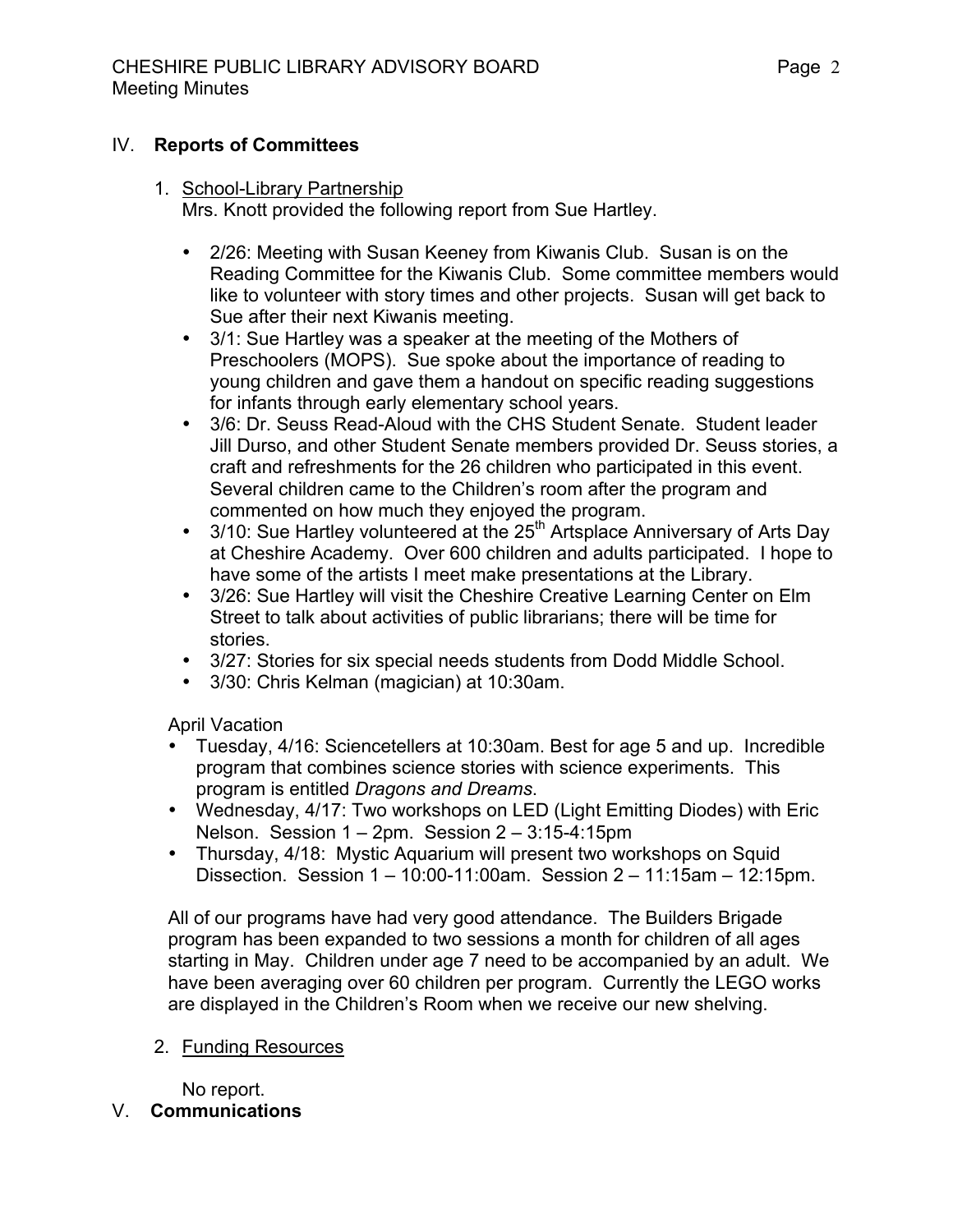## IV. **Reports of Committees**

1. <u>School-Library Partnership</u>
   Mrs. Knott provided the following report from Sue Hartley.

   - 2/26: Meeting with Susan Keeney from Kiwanis Club. Susan is on the Reading Committee for the Kiwanis Club. Some committee members would like to volunteer with story times and other projects. Susan will get back to Sue after their next Kiwanis meeting.
   - 3/1: Sue Hartley was a speaker at the meeting of the Mothers of Preschoolers (MOPS). Sue spoke about the importance of reading to young children and gave them a handout on specific reading suggestions for infants through early elementary school years.
   - 3/6: Dr. Seuss Read-Aloud with the CHS Student Senate. Student leader Jill Durso, and other Student Senate members provided Dr. Seuss stories, a craft and refreshments for the 26 children who participated in this event. Several children came to the Children's room after the program and commented on how much they enjoyed the program.
   - 3/10: Sue Hartley volunteered at the 25th Artsplace Anniversary of Arts Day at Cheshire Academy. Over 600 children and adults participated. I hope to have some of the artists I meet make presentations at the Library.
   - 3/26: Sue Hartley will visit the Cheshire Creative Learning Center on Elm Street to talk about activities of public librarians; there will be time for stories.
   - 3/27: Stories for six special needs students from Dodd Middle School.
   - 3/30: Chris Kelman (magician) at 10:30am.

   April Vacation

   - Tuesday, 4/16: Sciencetellers at 10:30am. Best for age 5 and up. Incredible program that combines science stories with science experiments. This program is entitled *Dragons and Dreams*.
   - Wednesday, 4/17: Two workshops on LED (Light Emitting Diodes) with Eric Nelson. Session 1 – 2pm. Session 2 – 3:15-4:15pm
   - Thursday, 4/18: Mystic Aquarium will present two workshops on Squid Dissection. Session 1 – 10:00-11:00am. Session 2 – 11:15am – 12:15pm.

   All of our programs have had very good attendance. The Builders Brigade program has been expanded to two sessions a month for children of all ages starting in May. Children under age 7 need to be accompanied by an adult. We have been averaging over 60 children per program. Currently the LEGO works are displayed in the Children's Room when we receive our new shelving.

2. <u>Funding Resources</u>

   No report.

## V. **Communications**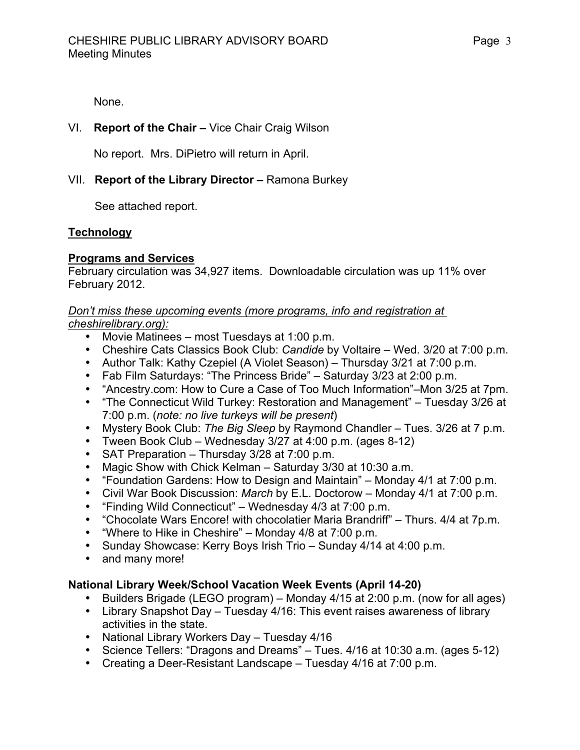None.

VI. **Report of the Chair –** Vice Chair Craig Wilson

No report. Mrs. DiPietro will return in April.

VII. **Report of the Library Director –** Ramona Burkey

See attached report.

**Technology**

**Programs and Services**

February circulation was 34,927 items. Downloadable circulation was up 11% over February 2012.

*Don't miss these upcoming events (more programs, info and registration at cheshirelibrary.org):*

- Movie Matinees – most Tuesdays at 1:00 p.m.
- Cheshire Cats Classics Book Club: *Candide* by Voltaire – Wed. 3/20 at 7:00 p.m.
- Author Talk: Kathy Czepiel (A Violet Season) – Thursday 3/21 at 7:00 p.m.
- Fab Film Saturdays: "The Princess Bride" – Saturday 3/23 at 2:00 p.m.
- "Ancestry.com: How to Cure a Case of Too Much Information"–Mon 3/25 at 7pm.
- "The Connecticut Wild Turkey: Restoration and Management" – Tuesday 3/26 at 7:00 p.m. (*note: no live turkeys will be present*)
- Mystery Book Club: *The Big Sleep* by Raymond Chandler – Tues. 3/26 at 7 p.m.
- Tween Book Club – Wednesday 3/27 at 4:00 p.m. (ages 8-12)
- SAT Preparation – Thursday 3/28 at 7:00 p.m.
- Magic Show with Chick Kelman – Saturday 3/30 at 10:30 a.m.
- "Foundation Gardens: How to Design and Maintain" – Monday 4/1 at 7:00 p.m.
- Civil War Book Discussion: *March* by E.L. Doctorow – Monday 4/1 at 7:00 p.m.
- "Finding Wild Connecticut" – Wednesday 4/3 at 7:00 p.m.
- "Chocolate Wars Encore! with chocolatier Maria Brandriff" – Thurs. 4/4 at 7p.m.
- "Where to Hike in Cheshire" – Monday 4/8 at 7:00 p.m.
- Sunday Showcase: Kerry Boys Irish Trio – Sunday 4/14 at 4:00 p.m.
- and many more!

**National Library Week/School Vacation Week Events (April 14-20)**

- Builders Brigade (LEGO program) – Monday 4/15 at 2:00 p.m. (now for all ages)
- Library Snapshot Day – Tuesday 4/16: This event raises awareness of library activities in the state.
- National Library Workers Day – Tuesday 4/16
- Science Tellers: "Dragons and Dreams" – Tues. 4/16 at 10:30 a.m. (ages 5-12)
- Creating a Deer-Resistant Landscape – Tuesday 4/16 at 7:00 p.m.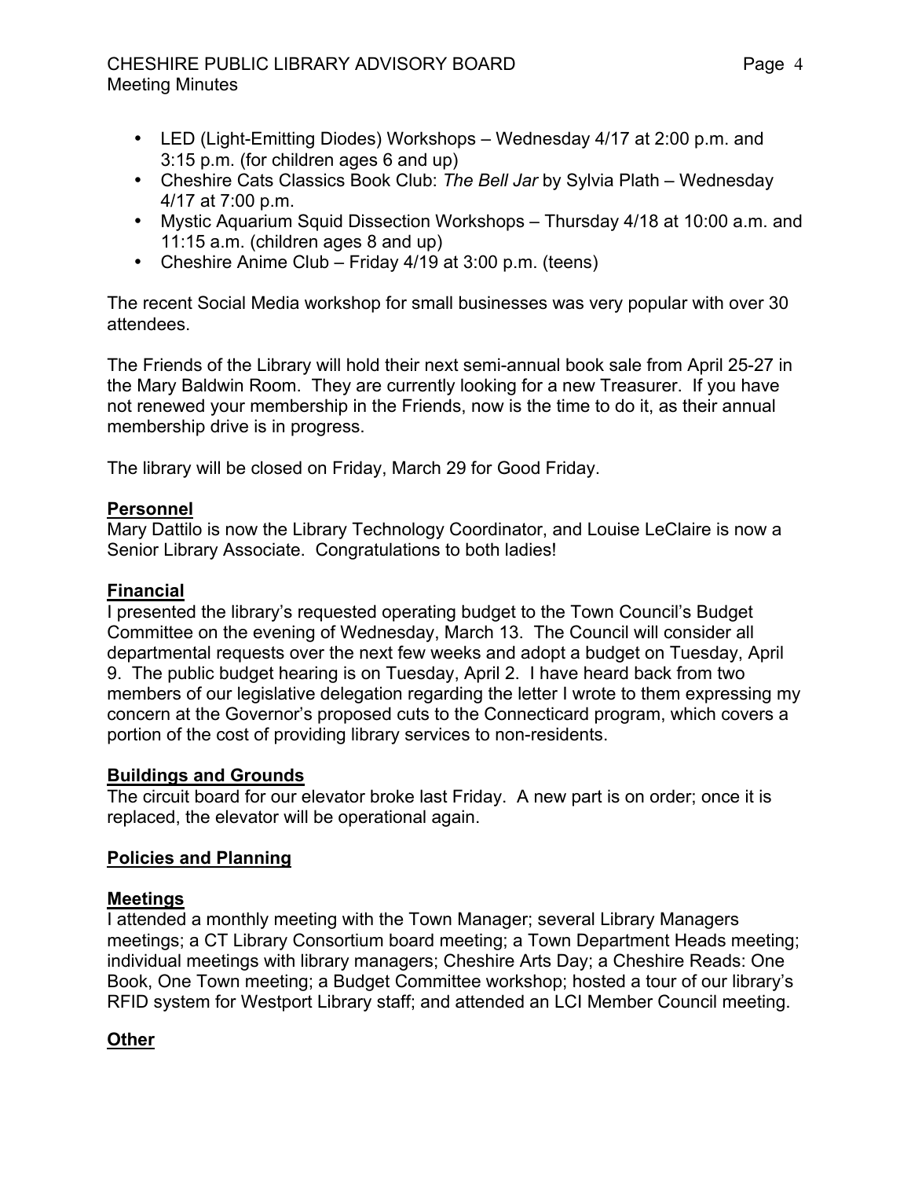- LED (Light-Emitting Diodes) Workshops – Wednesday 4/17 at 2:00 p.m. and 3:15 p.m. (for children ages 6 and up)
- Cheshire Cats Classics Book Club: *The Bell Jar* by Sylvia Plath – Wednesday 4/17 at 7:00 p.m.
- Mystic Aquarium Squid Dissection Workshops – Thursday 4/18 at 10:00 a.m. and 11:15 a.m. (children ages 8 and up)
- Cheshire Anime Club – Friday 4/19 at 3:00 p.m. (teens)

The recent Social Media workshop for small businesses was very popular with over 30 attendees.

The Friends of the Library will hold their next semi-annual book sale from April 25-27 in the Mary Baldwin Room. They are currently looking for a new Treasurer. If you have not renewed your membership in the Friends, now is the time to do it, as their annual membership drive is in progress.

The library will be closed on Friday, March 29 for Good Friday.

## Personnel

Mary Dattilo is now the Library Technology Coordinator, and Louise LeClaire is now a Senior Library Associate. Congratulations to both ladies!

## Financial

I presented the library's requested operating budget to the Town Council's Budget Committee on the evening of Wednesday, March 13. The Council will consider all departmental requests over the next few weeks and adopt a budget on Tuesday, April 9. The public budget hearing is on Tuesday, April 2. I have heard back from two members of our legislative delegation regarding the letter I wrote to them expressing my concern at the Governor's proposed cuts to the Connecticard program, which covers a portion of the cost of providing library services to non-residents.

## Buildings and Grounds

The circuit board for our elevator broke last Friday. A new part is on order; once it is replaced, the elevator will be operational again.

## Policies and Planning

## Meetings

I attended a monthly meeting with the Town Manager; several Library Managers meetings; a CT Library Consortium board meeting; a Town Department Heads meeting; individual meetings with library managers; Cheshire Arts Day; a Cheshire Reads: One Book, One Town meeting; a Budget Committee workshop; hosted a tour of our library's RFID system for Westport Library staff; and attended an LCI Member Council meeting.

## Other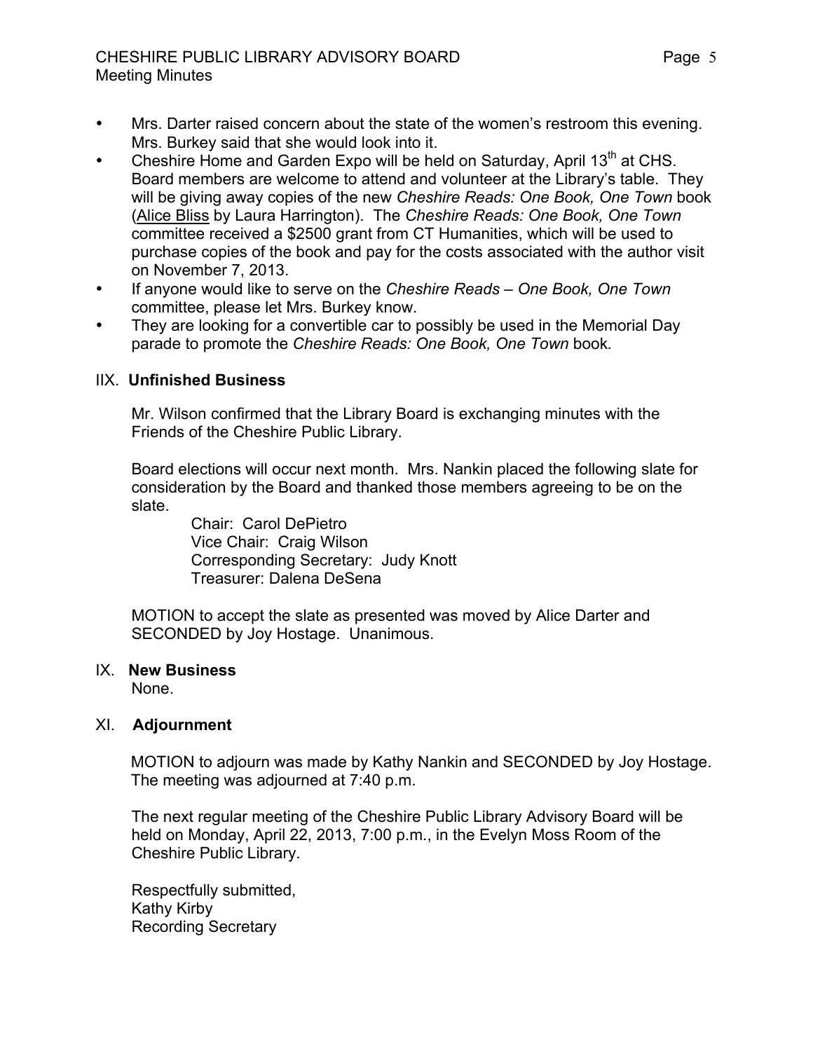- Mrs. Darter raised concern about the state of the women's restroom this evening. Mrs. Burkey said that she would look into it.
- Cheshire Home and Garden Expo will be held on Saturday, April 13th at CHS. Board members are welcome to attend and volunteer at the Library's table. They will be giving away copies of the new *Cheshire Reads: One Book, One Town* book (Alice Bliss by Laura Harrington). The *Cheshire Reads: One Book, One Town* committee received a $2500 grant from CT Humanities, which will be used to purchase copies of the book and pay for the costs associated with the author visit on November 7, 2013.
- If anyone would like to serve on the *Cheshire Reads – One Book, One Town* committee, please let Mrs. Burkey know.
- They are looking for a convertible car to possibly be used in the Memorial Day parade to promote the *Cheshire Reads: One Book, One Town* book.

## IIX. **Unfinished Business**

Mr. Wilson confirmed that the Library Board is exchanging minutes with the Friends of the Cheshire Public Library.

Board elections will occur next month. Mrs. Nankin placed the following slate for consideration by the Board and thanked those members agreeing to be on the slate.

Chair: Carol DePietro
Vice Chair: Craig Wilson
Corresponding Secretary: Judy Knott
Treasurer: Dalena DeSena

MOTION to accept the slate as presented was moved by Alice Darter and SECONDED by Joy Hostage. Unanimous.

## IX. **New Business**

None.

## XI. **Adjournment**

MOTION to adjourn was made by Kathy Nankin and SECONDED by Joy Hostage. The meeting was adjourned at 7:40 p.m.

The next regular meeting of the Cheshire Public Library Advisory Board will be held on Monday, April 22, 2013, 7:00 p.m., in the Evelyn Moss Room of the Cheshire Public Library.

Respectfully submitted,
Kathy Kirby
Recording Secretary